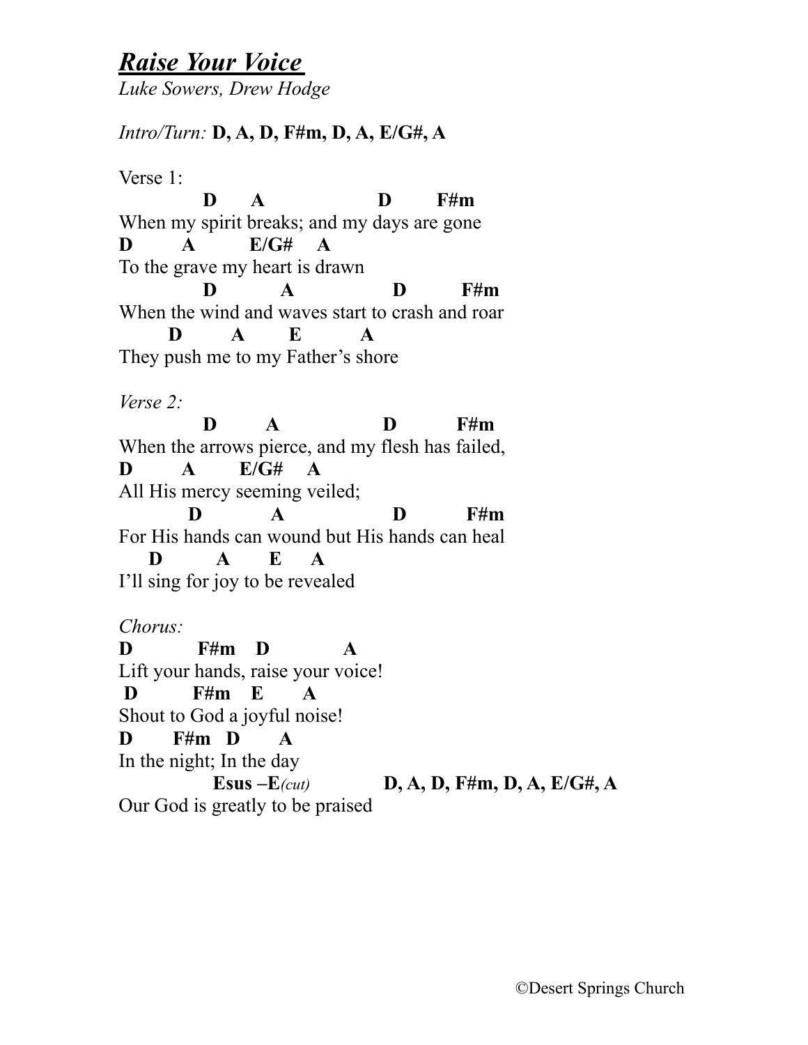# ***Raise Your Voice***

*Luke Sowers, Drew Hodge*

*Intro/Turn:* **D, A, D, F#m, D, A, E/G#, A**

Verse 1:

```
           D      A                  D        F#m
When my spirit breaks; and my days are gone
D        A         E/G#    A
To the grave my heart is drawn
           D          A                D          F#m
When the wind and waves start to crash and roar
      D        A       E          A
They push me to my Father's shore
```

*Verse 2:*

```
           D        A                 D           F#m
When the arrows pierce, and my flesh has failed,
D        A        E/G#    A
All His mercy seeming veiled;
         D           A                 D           F#m
For His hands can wound but His hands can heal
    D         A       E     A
I'll sing for joy to be revealed
```

*Chorus:*

```
D          F#m    D           A
Lift your hands, raise your voice!
 D          F#m    E       A
Shout to God a joyful noise!
D       F#m   D       A
In the night; In the day
            Esus –E(cut)            D, A, D, F#m, D, A, E/G#, A
Our God is greatly to be praised
```

©Desert Springs Church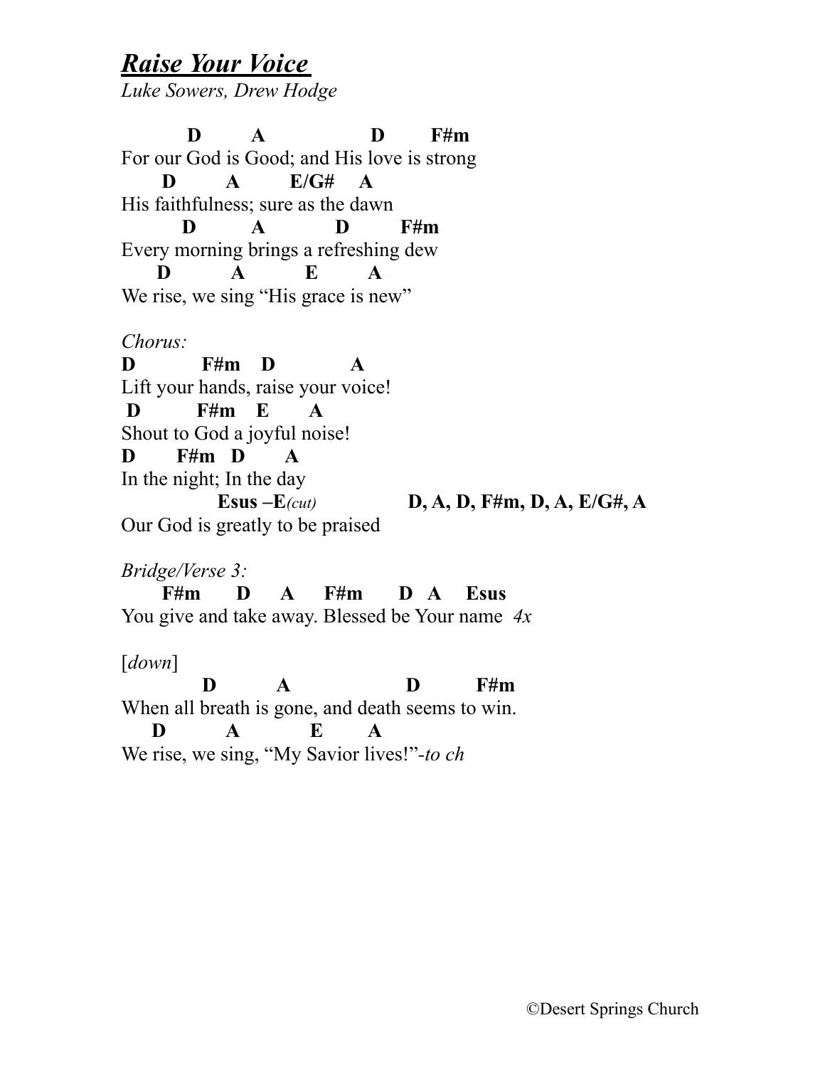## ***Raise Your Voice***

*Luke Sowers, Drew Hodge*

```
          D        A                  D        F#m
For our God is Good; and His love is strong
       D        A        E/G#    A
His faithfulness; sure as the dawn
          D         A           D        F#m
Every morning brings a refreshing dew
      D          A         E        A
We rise, we sing "His grace is new"
```

*Chorus:*

```
D          F#m    D            A
Lift your hands, raise your voice!
 D          F#m    E       A
Shout to God a joyful noise!
D       F#m   D       A
In the night; In the day
              Esus –E(cut)              D, A, D, F#m, D, A, E/G#, A
Our God is greatly to be praised
```

*Bridge/Verse 3:*

```
      F#m      D     A     F#m      D  A    Esus
You give and take away. Blessed be Your name  4x
```

[*down*]

```
            D          A                  D          F#m
When all breath is gone, and death seems to win.
     D          A           E       A
We rise, we sing, "My Savior lives!"-to ch
```

©Desert Springs Church